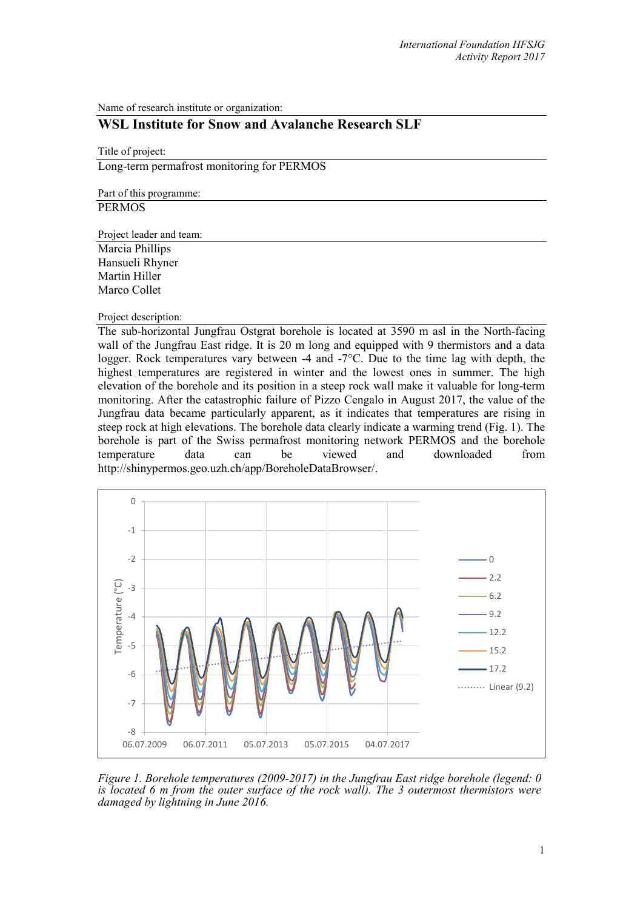Name of research institute or organization:

## WSL Institute for Snow and Avalanche Research SLF

Title of project:

Long-term permafrost monitoring for PERMOS

Part of this programme:

PERMOS

Project leader and team:

Marcia Phillips
Hansueli Rhyner
Martin Hiller
Marco Collet

Project description:

The sub-horizontal Jungfrau Ostgrat borehole is located at 3590 m asl in the North-facing wall of the Jungfrau East ridge. It is 20 m long and equipped with 9 thermistors and a data logger. Rock temperatures vary between -4 and -7°C. Due to the time lag with depth, the highest temperatures are registered in winter and the lowest ones in summer. The high elevation of the borehole and its position in a steep rock wall make it valuable for long-term monitoring. After the catastrophic failure of Pizzo Cengalo in August 2017, the value of the Jungfrau data became particularly apparent, as it indicates that temperatures are rising in steep rock at high elevations. The borehole data clearly indicate a warming trend (Fig. 1). The borehole is part of the Swiss permafrost monitoring network PERMOS and the borehole temperature data can be viewed and downloaded from http://shinypermos.geo.uzh.ch/app/BoreholeDataBrowser/.

*Figure 1. Borehole temperatures (2009-2017) in the Jungfrau East ridge borehole (legend: 0 is located 6 m from the outer surface of the rock wall). The 3 outermost thermistors were damaged by lightning in June 2016.*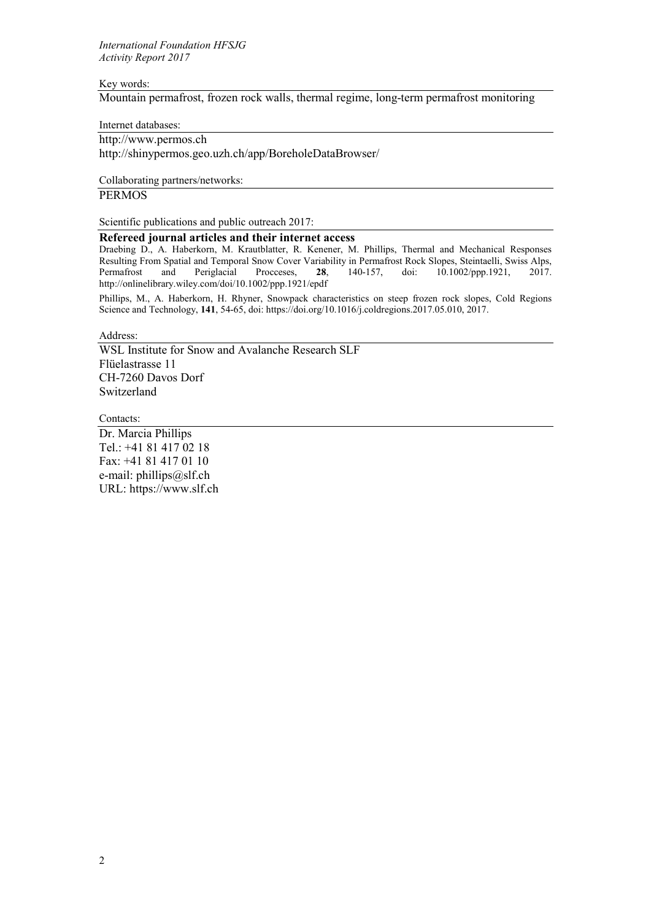Key words:

Mountain permafrost, frozen rock walls, thermal regime, long-term permafrost monitoring

Internet databases:

http://www.permos.ch
http://shinypermos.geo.uzh.ch/app/BoreholeDataBrowser/

Collaborating partners/networks:

PERMOS

Scientific publications and public outreach 2017:

**Refereed journal articles and their internet access**

Draebing D., A. Haberkorn, M. Krautblatter, R. Kenener, M. Phillips, Thermal and Mechanical Responses Resulting From Spatial and Temporal Snow Cover Variability in Permafrost Rock Slopes, Steintaelli, Swiss Alps, Permafrost and Periglacial Procceses, **28**, 140-157, doi: 10.1002/ppp.1921, 2017. http://onlinelibrary.wiley.com/doi/10.1002/ppp.1921/epdf

Phillips, M., A. Haberkorn, H. Rhyner, Snowpack characteristics on steep frozen rock slopes, Cold Regions Science and Technology, **141**, 54-65, doi: https://doi.org/10.1016/j.coldregions.2017.05.010, 2017.

Address:

WSL Institute for Snow and Avalanche Research SLF
Flüelastrasse 11
CH-7260 Davos Dorf
Switzerland

Contacts:

Dr. Marcia Phillips
Tel.: +41 81 417 02 18
Fax: +41 81 417 01 10
e-mail: phillips@slf.ch
URL: https://www.slf.ch